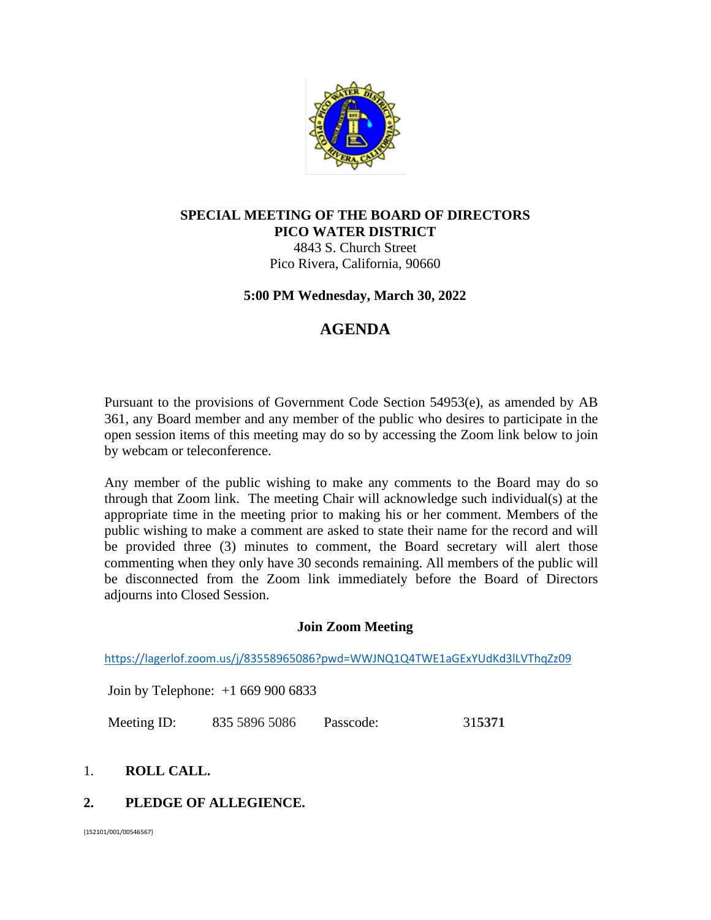# SPECIAL MEETING OF THE BOARD OF DIRECTORS
# PICO WATER DISTRICT

4843 S. Church Street
Pico Rivera, California, 90660

**5:00 PM Wednesday, March 30, 2022**

## AGENDA

Pursuant to the provisions of Government Code Section 54953(e), as amended by AB 361, any Board member and any member of the public who desires to participate in the open session items of this meeting may do so by accessing the Zoom link below to join by webcam or teleconference.

Any member of the public wishing to make any comments to the Board may do so through that Zoom link. The meeting Chair will acknowledge such individual(s) at the appropriate time in the meeting prior to making his or her comment. Members of the public wishing to make a comment are asked to state their name for the record and will be provided three (3) minutes to comment, the Board secretary will alert those commenting when they only have 30 seconds remaining. All members of the public will be disconnected from the Zoom link immediately before the Board of Directors adjourns into Closed Session.

**Join Zoom Meeting**

https://lagerlof.zoom.us/j/83558965086?pwd=WWJNQ1Q4TWE1aGExYUdKd3lLVThqZz09

Join by Telephone: +1 669 900 6833

Meeting ID: 835 5896 5086 Passcode: 315**371**

1. **ROLL CALL.**

2. **PLEDGE OF ALLEGIENCE.**

{152101/001/00546567}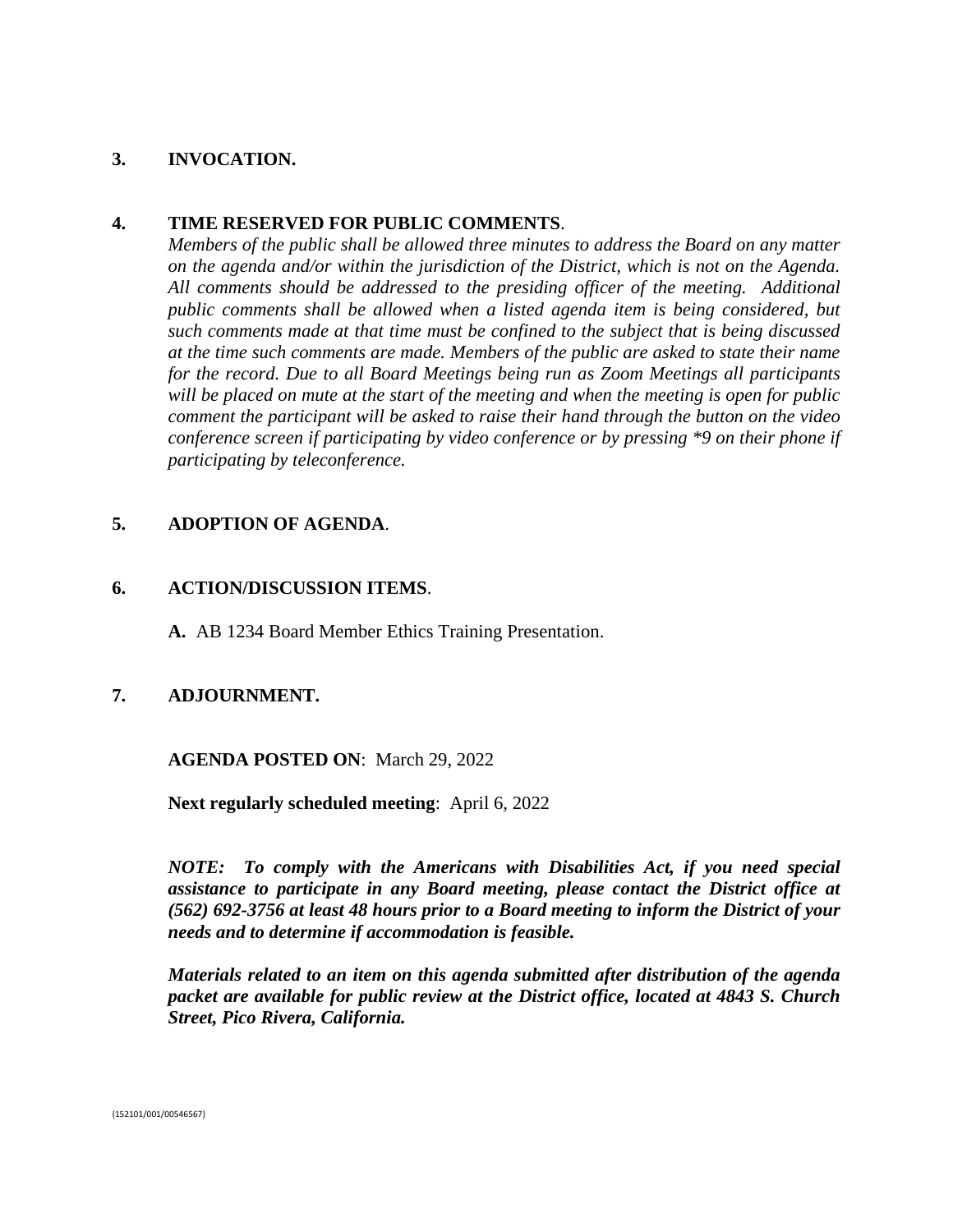**3. INVOCATION.**

**4. TIME RESERVED FOR PUBLIC COMMENTS**.

*Members of the public shall be allowed three minutes to address the Board on any matter on the agenda and/or within the jurisdiction of the District, which is not on the Agenda. All comments should be addressed to the presiding officer of the meeting. Additional public comments shall be allowed when a listed agenda item is being considered, but such comments made at that time must be confined to the subject that is being discussed at the time such comments are made. Members of the public are asked to state their name for the record. Due to all Board Meetings being run as Zoom Meetings all participants will be placed on mute at the start of the meeting and when the meeting is open for public comment the participant will be asked to raise their hand through the button on the video conference screen if participating by video conference or by pressing *9 on their phone if participating by teleconference.*

**5. ADOPTION OF AGENDA**.

**6. ACTION/DISCUSSION ITEMS**.

**A.** AB 1234 Board Member Ethics Training Presentation.

**7. ADJOURNMENT.**

**AGENDA POSTED ON**: March 29, 2022

**Next regularly scheduled meeting**: April 6, 2022

***NOTE: To comply with the Americans with Disabilities Act, if you need special assistance to participate in any Board meeting, please contact the District office at (562) 692-3756 at least 48 hours prior to a Board meeting to inform the District of your needs and to determine if accommodation is feasible.***

***Materials related to an item on this agenda submitted after distribution of the agenda packet are available for public review at the District office, located at 4843 S. Church Street, Pico Rivera, California.***

{152101/001/00546567}